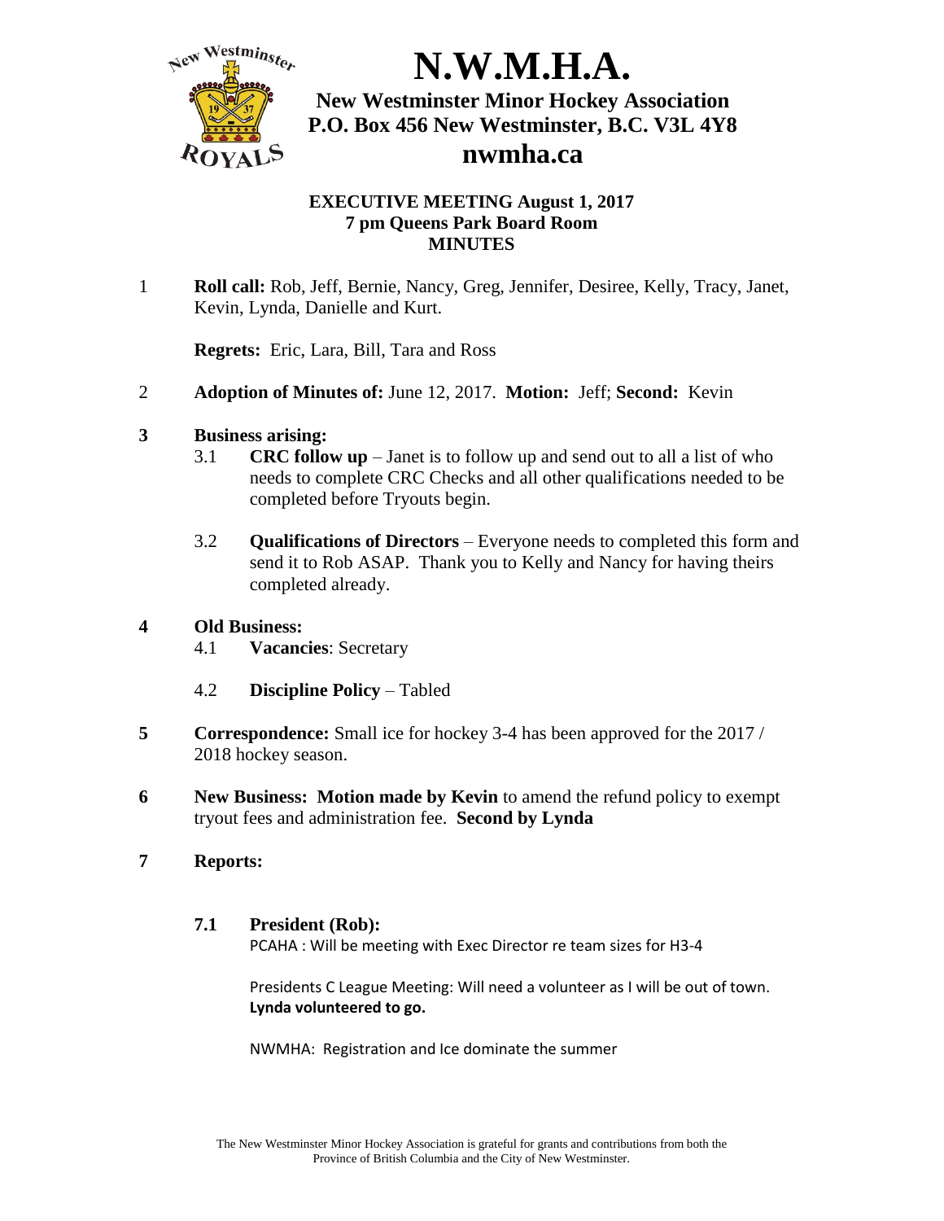# N.W.M.H.A.

**New Westminster Minor Hockey Association**
**P.O. Box 456 New Westminster, B.C. V3L 4Y8**
**nwmha.ca**

**EXECUTIVE MEETING August 1, 2017**
**7 pm Queens Park Board Room**
**MINUTES**

1 **Roll call:** Rob, Jeff, Bernie, Nancy, Greg, Jennifer, Desiree, Kelly, Tracy, Janet, Kevin, Lynda, Danielle and Kurt.

**Regrets:** Eric, Lara, Bill, Tara and Ross

2 **Adoption of Minutes of:** June 12, 2017. **Motion:** Jeff; **Second:** Kevin

**3 Business arising:**

3.1 **CRC follow up** – Janet is to follow up and send out to all a list of who needs to complete CRC Checks and all other qualifications needed to be completed before Tryouts begin.

3.2 **Qualifications of Directors** – Everyone needs to completed this form and send it to Rob ASAP. Thank you to Kelly and Nancy for having theirs completed already.

**4 Old Business:**

4.1 **Vacancies**: Secretary

4.2 **Discipline Policy** – Tabled

**5 Correspondence:** Small ice for hockey 3-4 has been approved for the 2017 / 2018 hockey season.

**6 New Business: Motion made by Kevin** to amend the refund policy to exempt tryout fees and administration fee. **Second by Lynda**

**7 Reports:**

**7.1 President (Rob):**

PCAHA : Will be meeting with Exec Director re team sizes for H3-4

Presidents C League Meeting: Will need a volunteer as I will be out of town. **Lynda volunteered to go.**

NWMHA: Registration and Ice dominate the summer

The New Westminster Minor Hockey Association is grateful for grants and contributions from both the Province of British Columbia and the City of New Westminster.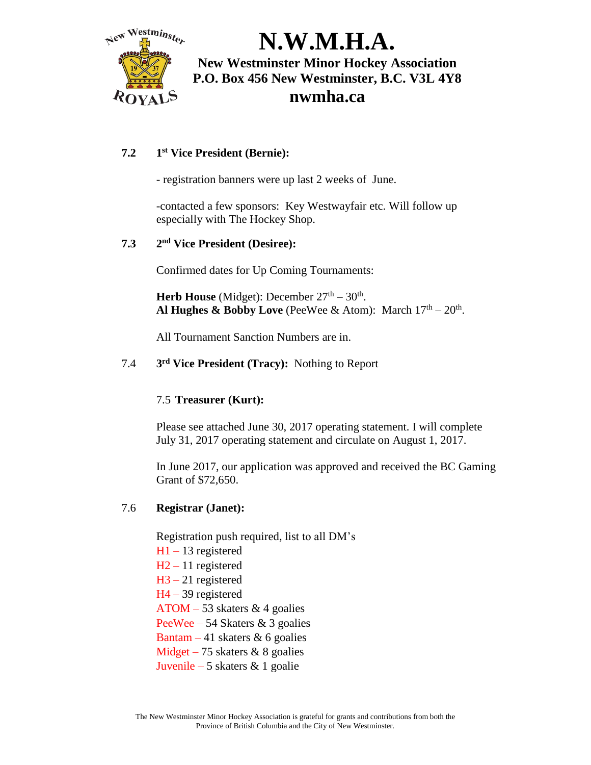### 7.2 1st Vice President (Bernie):

- registration banners were up last 2 weeks of June.

-contacted a few sponsors: Key Westwayfair etc. Will follow up especially with The Hockey Shop.

### 7.3 2nd Vice President (Desiree):

Confirmed dates for Up Coming Tournaments:

**Herb House** (Midget): December 27th – 30th.
**Al Hughes & Bobby Love** (PeeWee & Atom): March 17th – 20th.

All Tournament Sanction Numbers are in.

7.4 **3rd Vice President (Tracy):** Nothing to Report

7.5 **Treasurer (Kurt):**

Please see attached June 30, 2017 operating statement. I will complete July 31, 2017 operating statement and circulate on August 1, 2017.

In June 2017, our application was approved and received the BC Gaming Grant of $72,650.

7.6 **Registrar (Janet):**

Registration push required, list to all DM's
H1 – 13 registered
H2 – 11 registered
H3 – 21 registered
H4 – 39 registered
ATOM – 53 skaters & 4 goalies
PeeWee – 54 Skaters & 3 goalies
Bantam – 41 skaters & 6 goalies
Midget – 75 skaters & 8 goalies
Juvenile – 5 skaters & 1 goalie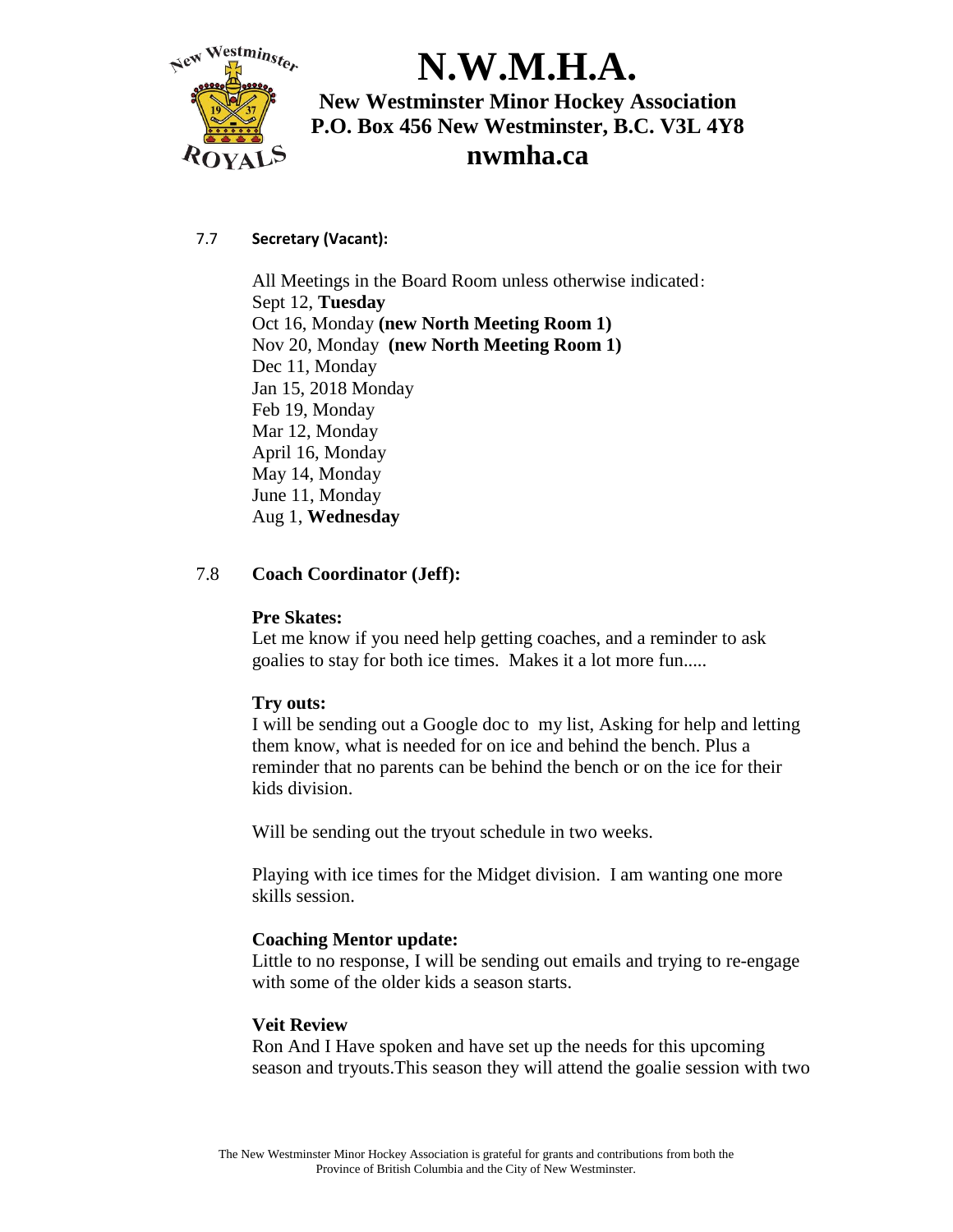### 7.7 Secretary (Vacant):

All Meetings in the Board Room unless otherwise indicated:
Sept 12, **Tuesday**
Oct 16, Monday **(new North Meeting Room 1)**
Nov 20, Monday **(new North Meeting Room 1)**
Dec 11, Monday
Jan 15, 2018 Monday
Feb 19, Monday
Mar 12, Monday
April 16, Monday
May 14, Monday
June 11, Monday
Aug 1, **Wednesday**

### 7.8 Coach Coordinator (Jeff):

**Pre Skates:**
Let me know if you need help getting coaches, and a reminder to ask goalies to stay for both ice times. Makes it a lot more fun.....

**Try outs:**
I will be sending out a Google doc to my list, Asking for help and letting them know, what is needed for on ice and behind the bench. Plus a reminder that no parents can be behind the bench or on the ice for their kids division.

Will be sending out the tryout schedule in two weeks.

Playing with ice times for the Midget division. I am wanting one more skills session.

**Coaching Mentor update:**
Little to no response, I will be sending out emails and trying to re-engage with some of the older kids a season starts.

**Veit Review**
Ron And I Have spoken and have set up the needs for this upcoming season and tryouts.This season they will attend the goalie session with two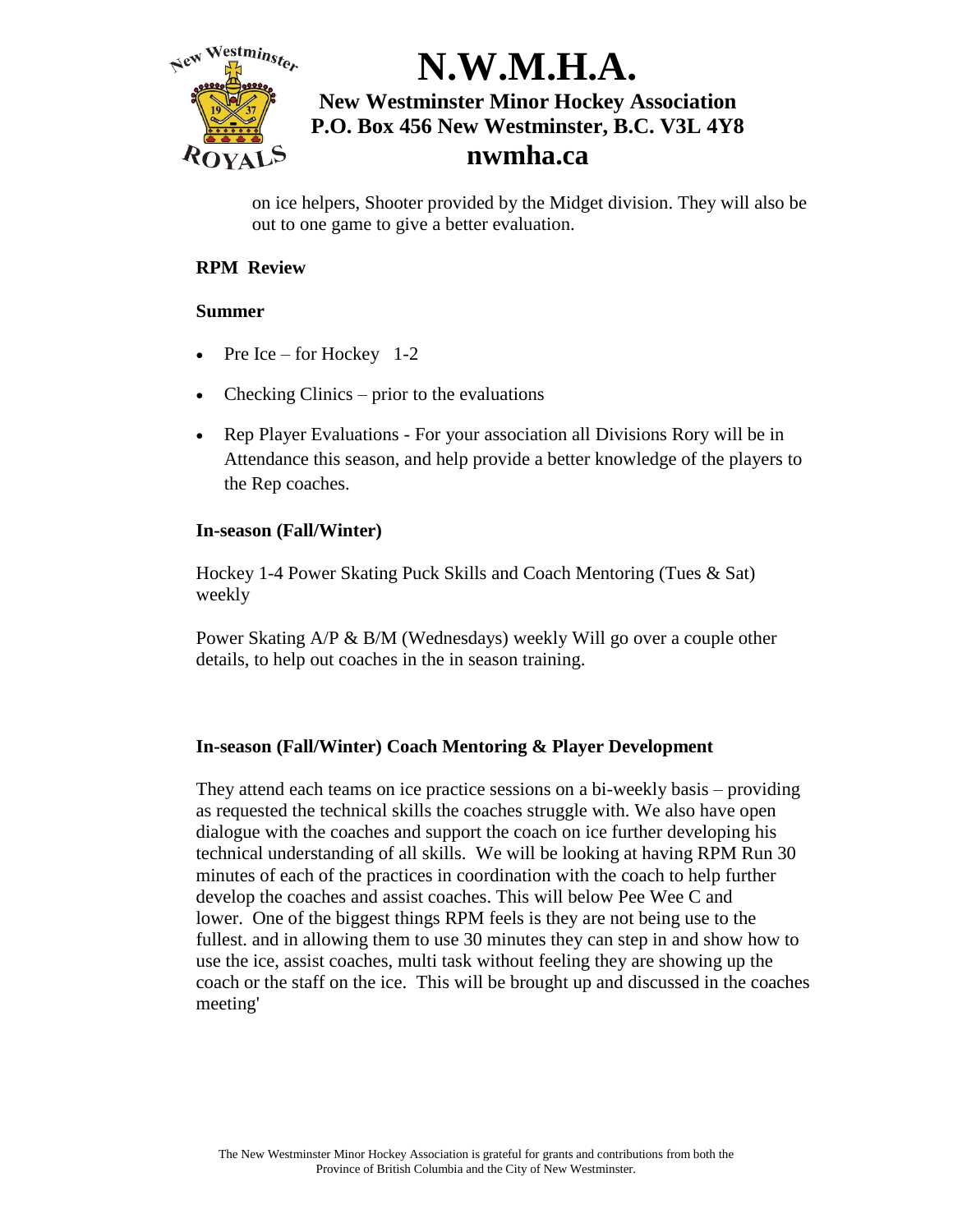on ice helpers, Shooter provided by the Midget division. They will also be out to one game to give a better evaluation.

**RPM Review**

**Summer**

- Pre Ice – for Hockey 1-2
- Checking Clinics – prior to the evaluations
- Rep Player Evaluations - For your association all Divisions Rory will be in Attendance this season, and help provide a better knowledge of the players to the Rep coaches.

**In-season (Fall/Winter)**

Hockey 1-4 Power Skating Puck Skills and Coach Mentoring (Tues & Sat) weekly

Power Skating A/P & B/M (Wednesdays) weekly Will go over a couple other details, to help out coaches in the in season training.

**In-season (Fall/Winter) Coach Mentoring & Player Development**

They attend each teams on ice practice sessions on a bi-weekly basis – providing as requested the technical skills the coaches struggle with. We also have open dialogue with the coaches and support the coach on ice further developing his technical understanding of all skills. We will be looking at having RPM Run 30 minutes of each of the practices in coordination with the coach to help further develop the coaches and assist coaches. This will below Pee Wee C and lower. One of the biggest things RPM feels is they are not being use to the fullest. and in allowing them to use 30 minutes they can step in and show how to use the ice, assist coaches, multi task without feeling they are showing up the coach or the staff on the ice. This will be brought up and discussed in the coaches meeting'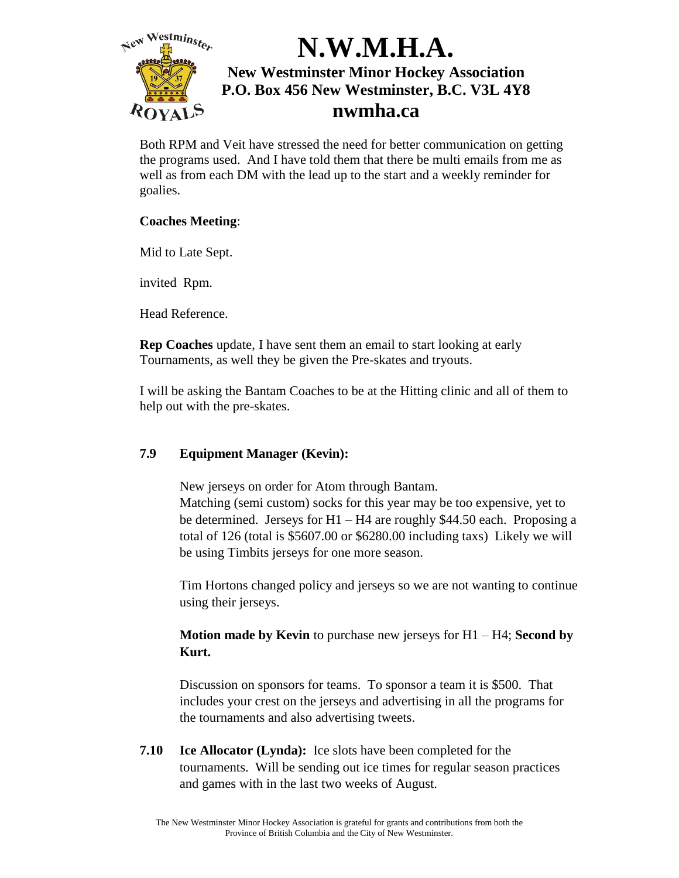Both RPM and Veit have stressed the need for better communication on getting the programs used. And I have told them that there be multi emails from me as well as from each DM with the lead up to the start and a weekly reminder for goalies.

**Coaches Meeting**:

Mid to Late Sept.

invited Rpm.

Head Reference.

**Rep Coaches** update, I have sent them an email to start looking at early Tournaments, as well they be given the Pre-skates and tryouts.

I will be asking the Bantam Coaches to be at the Hitting clinic and all of them to help out with the pre-skates.

### 7.9 Equipment Manager (Kevin):

New jerseys on order for Atom through Bantam.
Matching (semi custom) socks for this year may be too expensive, yet to be determined. Jerseys for H1 – H4 are roughly $44.50 each. Proposing a total of 126 (total is $5607.00 or $6280.00 including taxs) Likely we will be using Timbits jerseys for one more season.

Tim Hortons changed policy and jerseys so we are not wanting to continue using their jerseys.

**Motion made by Kevin** to purchase new jerseys for H1 – H4; **Second by Kurt.**

Discussion on sponsors for teams. To sponsor a team it is $500. That includes your crest on the jerseys and advertising in all the programs for the tournaments and also advertising tweets.

**7.10 Ice Allocator (Lynda):** Ice slots have been completed for the tournaments. Will be sending out ice times for regular season practices and games with in the last two weeks of August.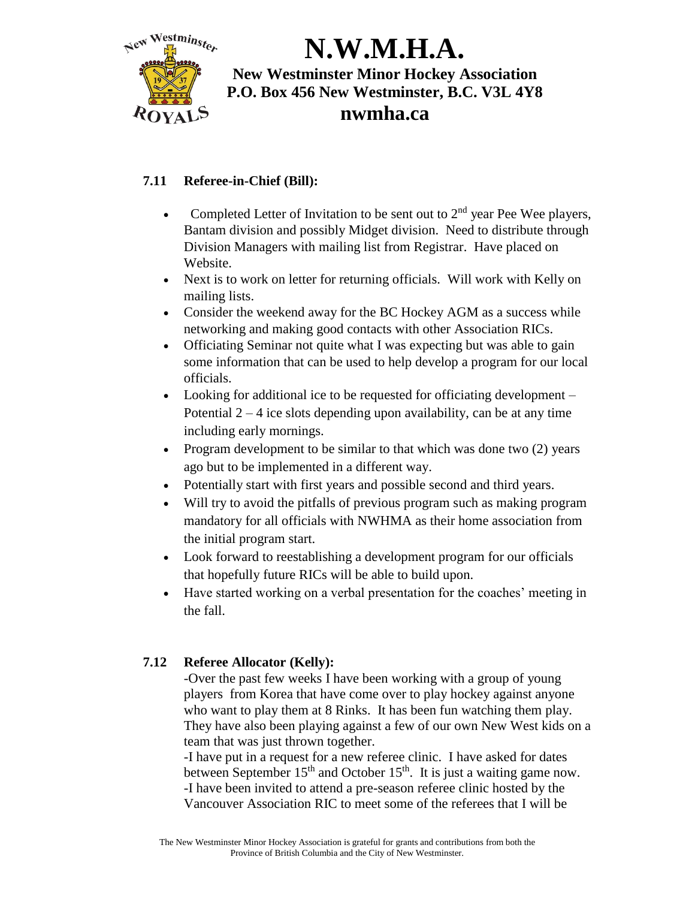### 7.11 Referee-in-Chief (Bill):

- Completed Letter of Invitation to be sent out to 2nd year Pee Wee players, Bantam division and possibly Midget division. Need to distribute through Division Managers with mailing list from Registrar. Have placed on Website.
- Next is to work on letter for returning officials. Will work with Kelly on mailing lists.
- Consider the weekend away for the BC Hockey AGM as a success while networking and making good contacts with other Association RICs.
- Officiating Seminar not quite what I was expecting but was able to gain some information that can be used to help develop a program for our local officials.
- Looking for additional ice to be requested for officiating development – Potential 2 – 4 ice slots depending upon availability, can be at any time including early mornings.
- Program development to be similar to that which was done two (2) years ago but to be implemented in a different way.
- Potentially start with first years and possible second and third years.
- Will try to avoid the pitfalls of previous program such as making program mandatory for all officials with NWHMA as their home association from the initial program start.
- Look forward to reestablishing a development program for our officials that hopefully future RICs will be able to build upon.
- Have started working on a verbal presentation for the coaches' meeting in the fall.

### 7.12 Referee Allocator (Kelly):

-Over the past few weeks I have been working with a group of young players from Korea that have come over to play hockey against anyone who want to play them at 8 Rinks. It has been fun watching them play. They have also been playing against a few of our own New West kids on a team that was just thrown together.
-I have put in a request for a new referee clinic. I have asked for dates between September 15th and October 15th. It is just a waiting game now.
-I have been invited to attend a pre-season referee clinic hosted by the Vancouver Association RIC to meet some of the referees that I will be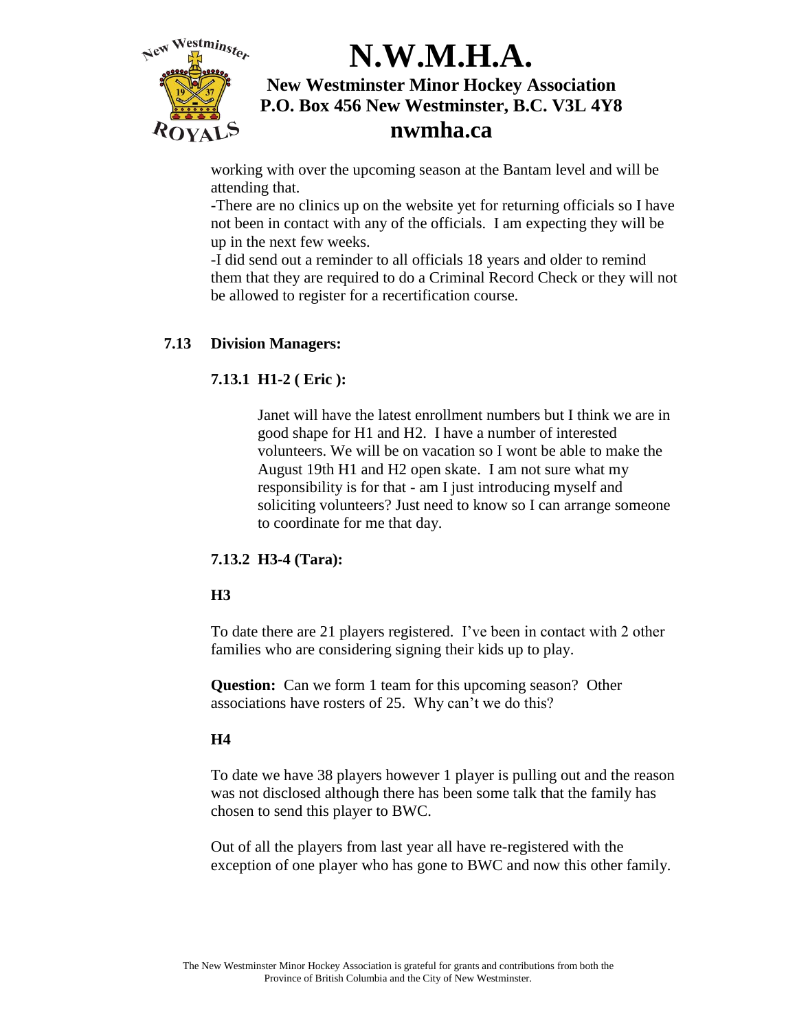working with over the upcoming season at the Bantam level and will be attending that.

-There are no clinics up on the website yet for returning officials so I have not been in contact with any of the officials. I am expecting they will be up in the next few weeks.

-I did send out a reminder to all officials 18 years and older to remind them that they are required to do a Criminal Record Check or they will not be allowed to register for a recertification course.

### 7.13 Division Managers:

#### 7.13.1 H1-2 ( Eric ):

Janet will have the latest enrollment numbers but I think we are in good shape for H1 and H2. I have a number of interested volunteers. We will be on vacation so I wont be able to make the August 19th H1 and H2 open skate. I am not sure what my responsibility is for that - am I just introducing myself and soliciting volunteers? Just need to know so I can arrange someone to coordinate for me that day.

#### 7.13.2 H3-4 (Tara):

**H3**

To date there are 21 players registered. I've been in contact with 2 other families who are considering signing their kids up to play.

**Question:** Can we form 1 team for this upcoming season? Other associations have rosters of 25. Why can't we do this?

**H4**

To date we have 38 players however 1 player is pulling out and the reason was not disclosed although there has been some talk that the family has chosen to send this player to BWC.

Out of all the players from last year all have re-registered with the exception of one player who has gone to BWC and now this other family.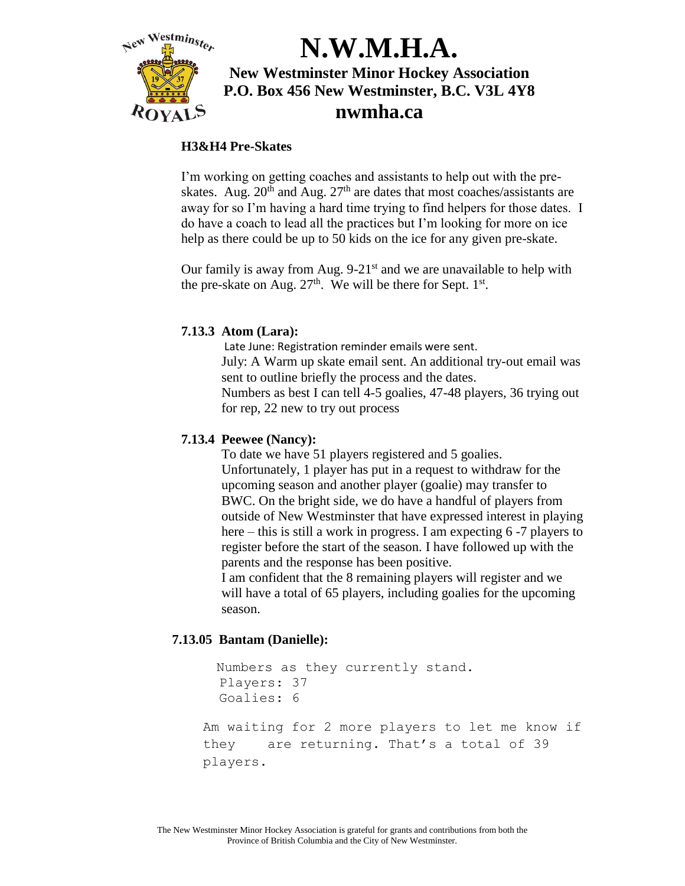# N.W.M.H.A.

**New Westminster Minor Hockey Association**
**P.O. Box 456 New Westminster, B.C. V3L 4Y8**
**nwmha.ca**

**H3&H4 Pre-Skates**

I'm working on getting coaches and assistants to help out with the pre-skates. Aug. 20th and Aug. 27th are dates that most coaches/assistants are away for so I'm having a hard time trying to find helpers for those dates. I do have a coach to lead all the practices but I'm looking for more on ice help as there could be up to 50 kids on the ice for any given pre-skate.

Our family is away from Aug. 9-21st and we are unavailable to help with the pre-skate on Aug. 27th. We will be there for Sept. 1st.

**7.13.3 Atom (Lara):**

Late June: Registration reminder emails were sent.
July: A Warm up skate email sent. An additional try-out email was sent to outline briefly the process and the dates.
Numbers as best I can tell 4-5 goalies, 47-48 players, 36 trying out for rep, 22 new to try out process

**7.13.4 Peewee (Nancy):**

To date we have 51 players registered and 5 goalies. Unfortunately, 1 player has put in a request to withdraw for the upcoming season and another player (goalie) may transfer to BWC. On the bright side, we do have a handful of players from outside of New Westminster that have expressed interest in playing here – this is still a work in progress. I am expecting 6 -7 players to register before the start of the season. I have followed up with the parents and the response has been positive.
I am confident that the 8 remaining players will register and we will have a total of 65 players, including goalies for the upcoming season.

**7.13.05 Bantam (Danielle):**

Numbers as they currently stand.
Players: 37
Goalies: 6

Am waiting for 2 more players to let me know if they are returning. That's a total of 39 players.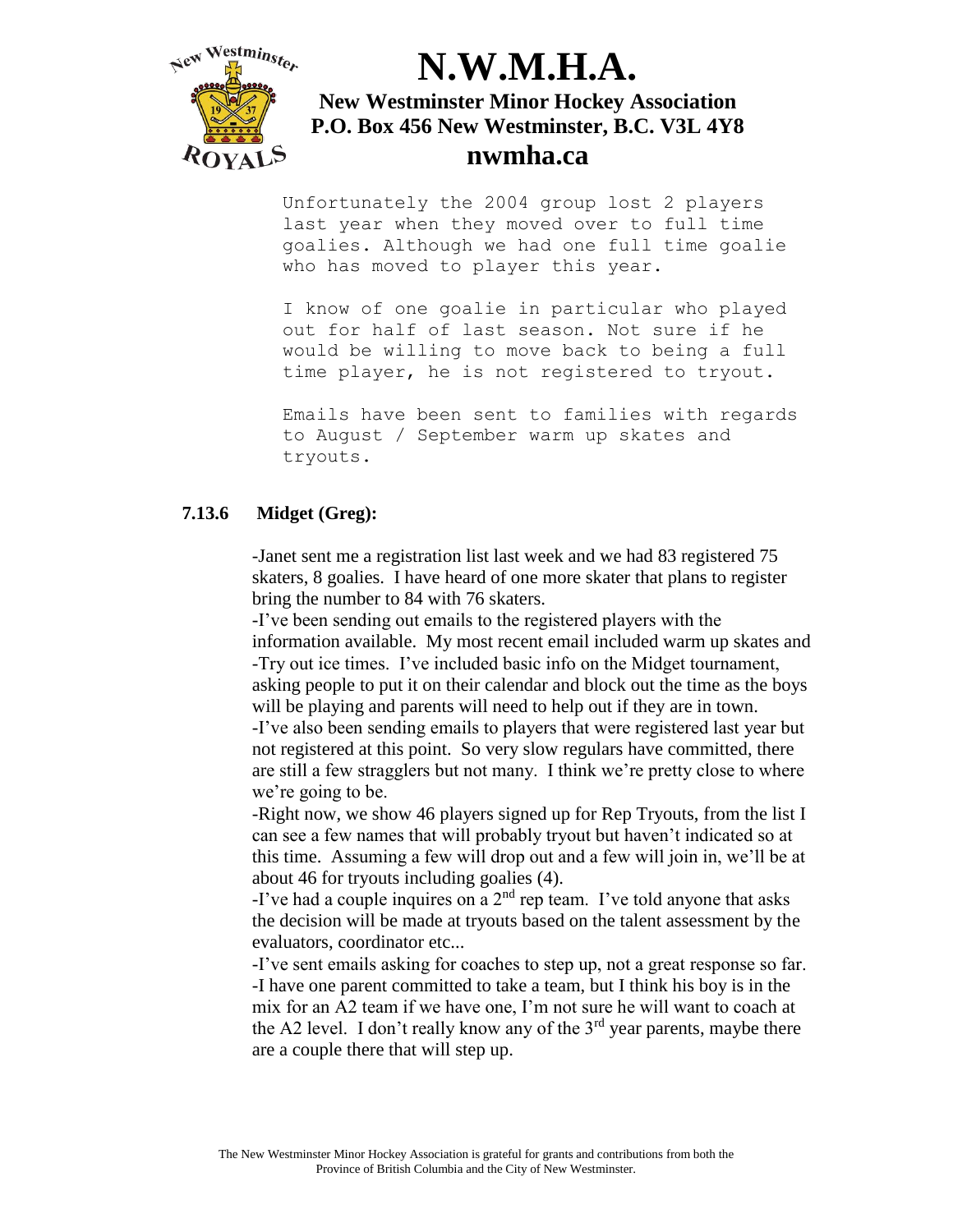Unfortunately the 2004 group lost 2 players last year when they moved over to full time goalies. Although we had one full time goalie who has moved to player this year.

I know of one goalie in particular who played out for half of last season. Not sure if he would be willing to move back to being a full time player, he is not registered to tryout.

Emails have been sent to families with regards to August / September warm up skates and tryouts.

### 7.13.6 Midget (Greg):

-Janet sent me a registration list last week and we had 83 registered 75 skaters, 8 goalies. I have heard of one more skater that plans to register bring the number to 84 with 76 skaters.

-I've been sending out emails to the registered players with the information available. My most recent email included warm up skates and

-Try out ice times. I've included basic info on the Midget tournament, asking people to put it on their calendar and block out the time as the boys will be playing and parents will need to help out if they are in town.

-I've also been sending emails to players that were registered last year but not registered at this point. So very slow regulars have committed, there are still a few stragglers but not many. I think we're pretty close to where we're going to be.

-Right now, we show 46 players signed up for Rep Tryouts, from the list I can see a few names that will probably tryout but haven't indicated so at this time. Assuming a few will drop out and a few will join in, we'll be at about 46 for tryouts including goalies (4).

-I've had a couple inquires on a 2nd rep team. I've told anyone that asks the decision will be made at tryouts based on the talent assessment by the evaluators, coordinator etc...

-I've sent emails asking for coaches to step up, not a great response so far.

-I have one parent committed to take a team, but I think his boy is in the mix for an A2 team if we have one, I'm not sure he will want to coach at the A2 level. I don't really know any of the 3rd year parents, maybe there are a couple there that will step up.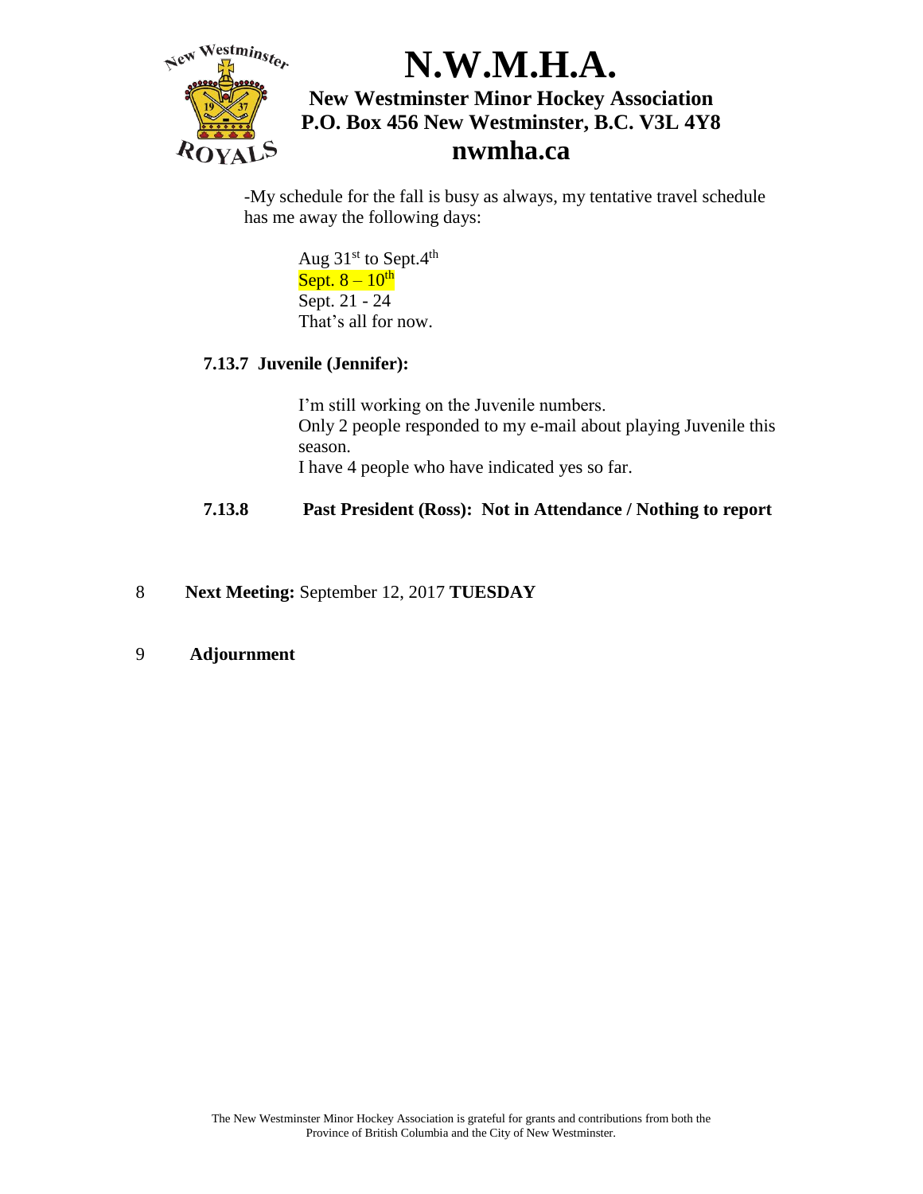-My schedule for the fall is busy as always, my tentative travel schedule has me away the following days:

Aug 31st to Sept.4th
Sept. 8 – 10th
Sept. 21 - 24
That's all for now.

**7.13.7 Juvenile (Jennifer):**

I'm still working on the Juvenile numbers.
Only 2 people responded to my e-mail about playing Juvenile this season.
I have 4 people who have indicated yes so far.

**7.13.8 Past President (Ross): Not in Attendance / Nothing to report**

8 **Next Meeting:** September 12, 2017 **TUESDAY**

9 **Adjournment**

The New Westminster Minor Hockey Association is grateful for grants and contributions from both the Province of British Columbia and the City of New Westminster.